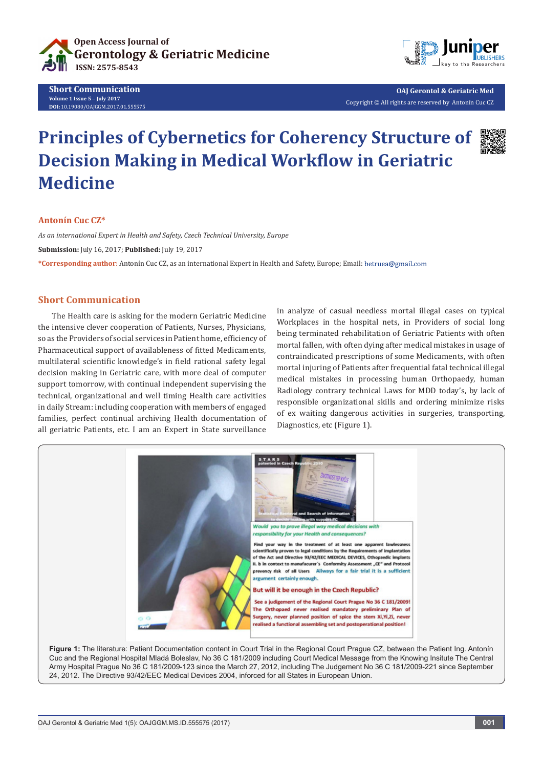Open Access Journal of
Gerontology & Geriatric Medicine
ISSN: 2575-8543

**Short Communication**
Volume 1 Issue 5 – July 2017
DOI: 10.19080/OAJGGM.2017.01.555575

**OAJ Gerontol & Geriatric Med**
Copyright © All rights are reserved by Antonín Cuc CZ

# Principles of Cybernetics for Coherency Structure of Decision Making in Medical Workflow in Geriatric Medicine

**Antonín Cuc CZ***

*As an international Expert in Health and Safety, Czech Technical University, Europe*

**Submission:** July 16, 2017; **Published:** July 19, 2017

***Corresponding author**: Antonín Cuc CZ, as an international Expert in Health and Safety, Europe; Email: betruea@gmail.com

## Short Communication

The Health care is asking for the modern Geriatric Medicine the intensive clever cooperation of Patients, Nurses, Physicians, so as the Providers of social services in Patient home, efficiency of Pharmaceutical support of availableness of fitted Medicaments, multilateral scientific knowledge's in field rational safety legal decision making in Geriatric care, with more deal of computer support tomorrow, with continual independent supervising the technical, organizational and well timing Health care activities in daily Stream: including cooperation with members of engaged families, perfect continual archiving Health documentation of all geriatric Patients, etc. I am an Expert in State surveillance in analyze of casual needless mortal illegal cases on typical Workplaces in the hospital nets, in Providers of social long being terminated rehabilitation of Geriatric Patients with often mortal fallen, with often dying after medical mistakes in usage of contraindicated prescriptions of some Medicaments, with often mortal injuring of Patients after frequential fatal technical illegal medical mistakes in processing human Orthopaedy, human Radiology contrary technical Laws for MDD today's, by lack of responsible organizational skills and ordering minimize risks of ex waiting dangerous activities in surgeries, transporting, Diagnostics, etc (Figure 1).

**Figure 1:** The literature: Patient Documentation content in Court Trial in the Regional Court Prague CZ, between the Patient Ing. Antonín Cuc and the Regional Hospital Mladá Boleslav, No 36 C 181/2009 including Court Medical Message from the Knowing Insitute The Central Army Hospital Prague No 36 C 181/2009-123 since the March 27, 2012, including The Judgement No 36 C 181/2009-221 since September 24, 2012. The Directive 93/42/EEC Medical Devices 2004, inforced for all States in European Union.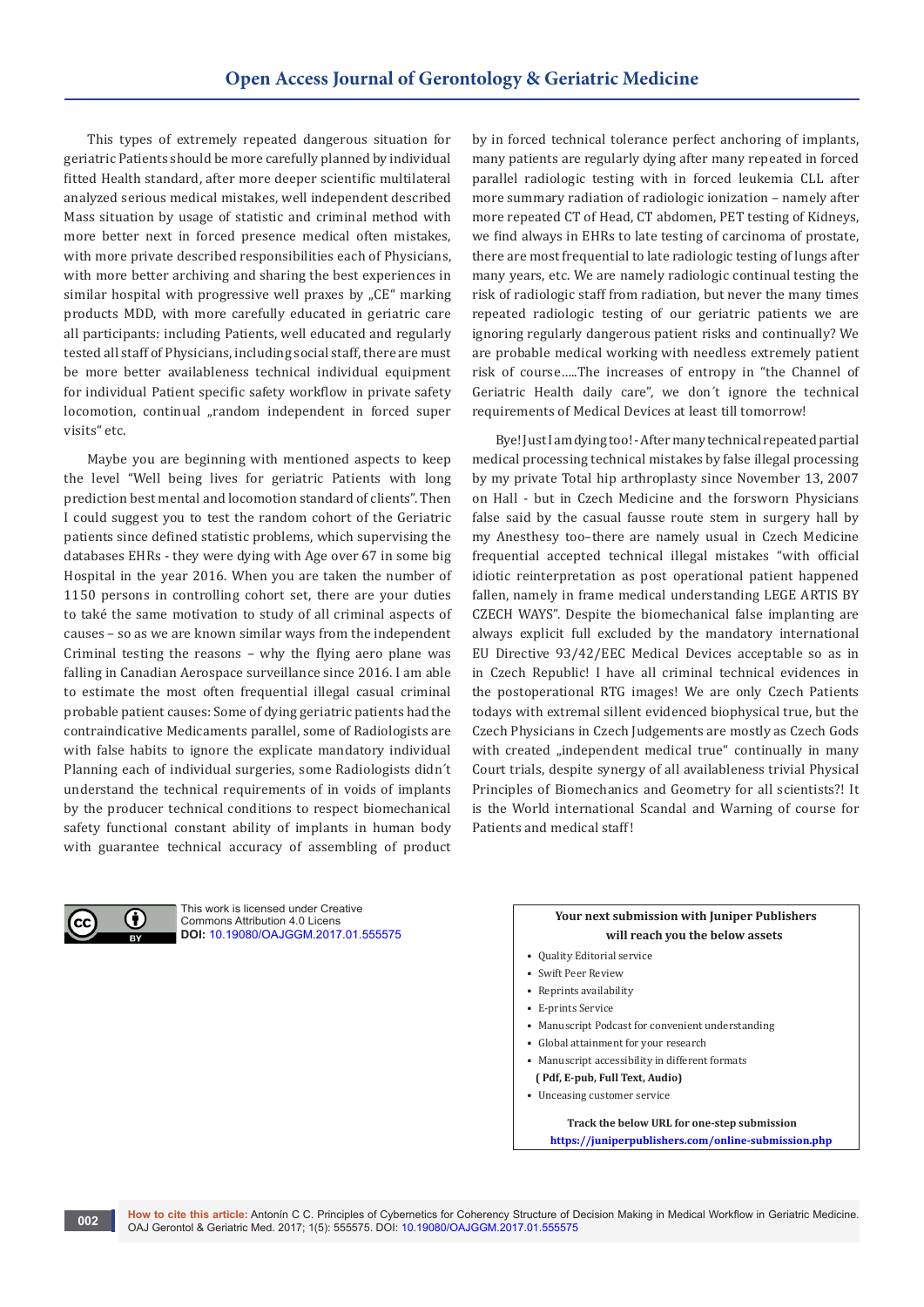This types of extremely repeated dangerous situation for geriatric Patients should be more carefully planned by individual fitted Health standard, after more deeper scientific multilateral analyzed serious medical mistakes, well independent described Mass situation by usage of statistic and criminal method with more better next in forced presence medical often mistakes, with more private described responsibilities each of Physicians, with more better archiving and sharing the best experiences in similar hospital with progressive well praxes by „CE" marking products MDD, with more carefully educated in geriatric care all participants: including Patients, well educated and regularly tested all staff of Physicians, including social staff, there are must be more better availableness technical individual equipment for individual Patient specific safety workflow in private safety locomotion, continual „random independent in forced super visits" etc.

Maybe you are beginning with mentioned aspects to keep the level "Well being lives for geriatric Patients with long prediction best mental and locomotion standard of clients". Then I could suggest you to test the random cohort of the Geriatric patients since defined statistic problems, which supervising the databases EHRs - they were dying with Age over 67 in some big Hospital in the year 2016. When you are taken the number of 1150 persons in controlling cohort set, there are your duties to také the same motivation to study of all criminal aspects of causes – so as we are known similar ways from the independent Criminal testing the reasons – why the flying aero plane was falling in Canadian Aerospace surveillance since 2016. I am able to estimate the most often frequential illegal casual criminal probable patient causes: Some of dying geriatric patients had the contraindicative Medicaments parallel, some of Radiologists are with false habits to ignore the explicate mandatory individual Planning each of individual surgeries, some Radiologists didn´t understand the technical requirements of in voids of implants by the producer technical conditions to respect biomechanical safety functional constant ability of implants in human body with guarantee technical accuracy of assembling of product by in forced technical tolerance perfect anchoring of implants, many patients are regularly dying after many repeated in forced parallel radiologic testing with in forced leukemia CLL after more summary radiation of radiologic ionization – namely after more repeated CT of Head, CT abdomen, PET testing of Kidneys, we find always in EHRs to late testing of carcinoma of prostate, there are most frequential to late radiologic testing of lungs after many years, etc. We are namely radiologic continual testing the risk of radiologic staff from radiation, but never the many times repeated radiologic testing of our geriatric patients we are ignoring regularly dangerous patient risks and continually? We are probable medical working with needless extremely patient risk of course.....The increases of entropy in "the Channel of Geriatric Health daily care", we don´t ignore the technical requirements of Medical Devices at least till tomorrow!

Bye! Just I am dying too! - After many technical repeated partial medical processing technical mistakes by false illegal processing by my private Total hip arthroplasty since November 13, 2007 on Hall - but in Czech Medicine and the forsworn Physicians false said by the casual fausse route stem in surgery hall by my Anesthesy too–there are namely usual in Czech Medicine frequential accepted technical illegal mistakes "with official idiotic reinterpretation as post operational patient happened fallen, namely in frame medical understanding LEGE ARTIS BY CZECH WAYS". Despite the biomechanical false implanting are always explicit full excluded by the mandatory international EU Directive 93/42/EEC Medical Devices acceptable so as in in Czech Republic! I have all criminal technical evidences in the postoperational RTG images! We are only Czech Patients todays with extremal sillent evidenced biophysical true, but the Czech Physicians in Czech Judgements are mostly as Czech Gods with created „independent medical true" continually in many Court trials, despite synergy of all availableness trivial Physical Principles of Biomechanics and Geometry for all scientists?! It is the World international Scandal and Warning of course for Patients and medical staff!

This work is licensed under Creative Commons Attribution 4.0 Licens
**DOI:** 10.19080/OAJGGM.2017.01.555575

**Your next submission with Juniper Publishers will reach you the below assets**

- Quality Editorial service
- Swift Peer Review
- Reprints availability
- E-prints Service
- Manuscript Podcast for convenient understanding
- Global attainment for your research
- Manuscript accessibility in different formats
  **( Pdf, E-pub, Full Text, Audio)**
- Unceasing customer service

**Track the below URL for one-step submission**
**https://juniperpublishers.com/online-submission.php**